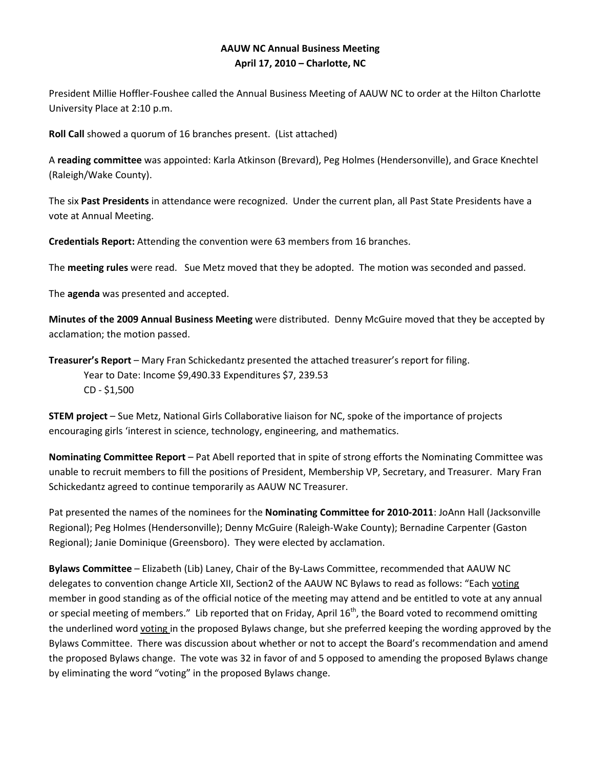**AAUW NC Annual Business Meeting**
**April 17, 2010 – Charlotte, NC**

President Millie Hoffler-Foushee called the Annual Business Meeting of AAUW NC to order at the Hilton Charlotte University Place at 2:10 p.m.

**Roll Call** showed a quorum of 16 branches present. (List attached)

A **reading committee** was appointed: Karla Atkinson (Brevard), Peg Holmes (Hendersonville), and Grace Knechtel (Raleigh/Wake County).

The six **Past Presidents** in attendance were recognized. Under the current plan, all Past State Presidents have a vote at Annual Meeting.

**Credentials Report:** Attending the convention were 63 members from 16 branches.

The **meeting rules** were read. Sue Metz moved that they be adopted. The motion was seconded and passed.

The **agenda** was presented and accepted.

**Minutes of the 2009 Annual Business Meeting** were distributed. Denny McGuire moved that they be accepted by acclamation; the motion passed.

**Treasurer's Report** – Mary Fran Schickedantz presented the attached treasurer's report for filing.

Year to Date: Income $9,490.33 Expenditures $7, 239.53
CD - $1,500

**STEM project** – Sue Metz, National Girls Collaborative liaison for NC, spoke of the importance of projects encouraging girls 'interest in science, technology, engineering, and mathematics.

**Nominating Committee Report** – Pat Abell reported that in spite of strong efforts the Nominating Committee was unable to recruit members to fill the positions of President, Membership VP, Secretary, and Treasurer. Mary Fran Schickedantz agreed to continue temporarily as AAUW NC Treasurer.

Pat presented the names of the nominees for the **Nominating Committee for 2010-2011**: JoAnn Hall (Jacksonville Regional); Peg Holmes (Hendersonville); Denny McGuire (Raleigh-Wake County); Bernadine Carpenter (Gaston Regional); Janie Dominique (Greensboro). They were elected by acclamation.

**Bylaws Committee** – Elizabeth (Lib) Laney, Chair of the By-Laws Committee, recommended that AAUW NC delegates to convention change Article XII, Section2 of the AAUW NC Bylaws to read as follows: "Each <u>voting</u> member in good standing as of the official notice of the meeting may attend and be entitled to vote at any annual or special meeting of members." Lib reported that on Friday, April 16th, the Board voted to recommend omitting the underlined word <u>voting</u> in the proposed Bylaws change, but she preferred keeping the wording approved by the Bylaws Committee. There was discussion about whether or not to accept the Board's recommendation and amend the proposed Bylaws change. The vote was 32 in favor of and 5 opposed to amending the proposed Bylaws change by eliminating the word "voting" in the proposed Bylaws change.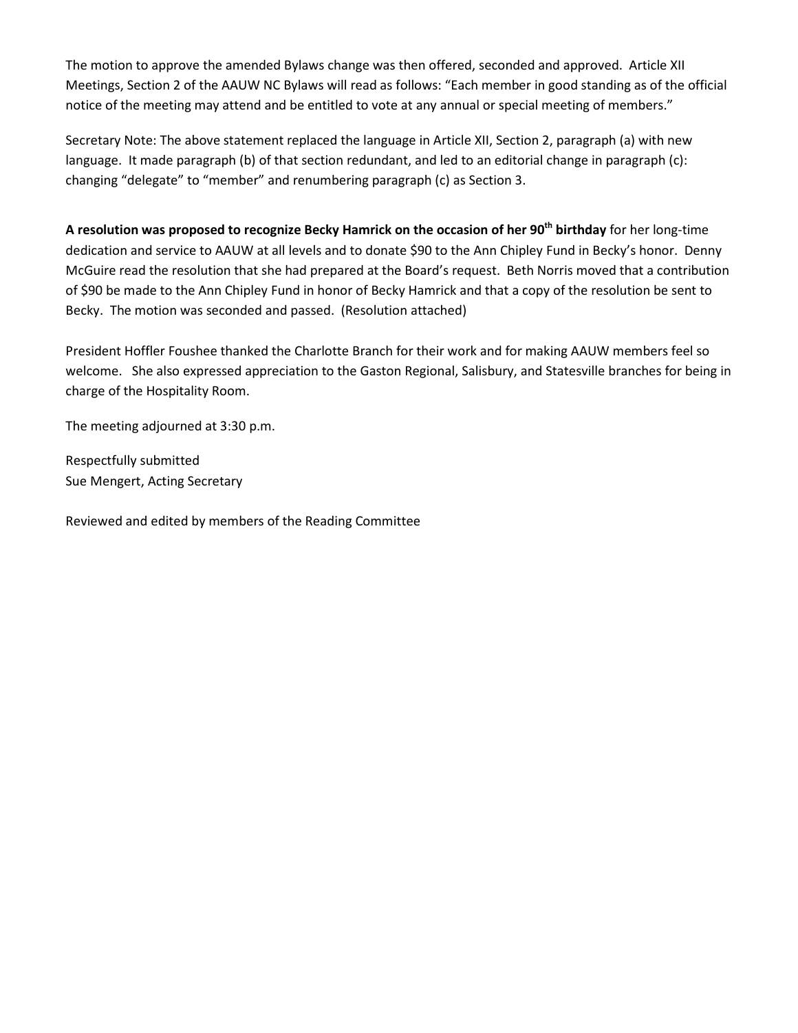The motion to approve the amended Bylaws change was then offered, seconded and approved. Article XII Meetings, Section 2 of the AAUW NC Bylaws will read as follows: "Each member in good standing as of the official notice of the meeting may attend and be entitled to vote at any annual or special meeting of members."

Secretary Note: The above statement replaced the language in Article XII, Section 2, paragraph (a) with new language. It made paragraph (b) of that section redundant, and led to an editorial change in paragraph (c): changing "delegate" to "member" and renumbering paragraph (c) as Section 3.

**A resolution was proposed to recognize Becky Hamrick on the occasion of her 90th birthday** for her long-time dedication and service to AAUW at all levels and to donate $90 to the Ann Chipley Fund in Becky's honor. Denny McGuire read the resolution that she had prepared at the Board's request. Beth Norris moved that a contribution of $90 be made to the Ann Chipley Fund in honor of Becky Hamrick and that a copy of the resolution be sent to Becky. The motion was seconded and passed. (Resolution attached)

President Hoffler Foushee thanked the Charlotte Branch for their work and for making AAUW members feel so welcome. She also expressed appreciation to the Gaston Regional, Salisbury, and Statesville branches for being in charge of the Hospitality Room.

The meeting adjourned at 3:30 p.m.

Respectfully submitted
Sue Mengert, Acting Secretary

Reviewed and edited by members of the Reading Committee